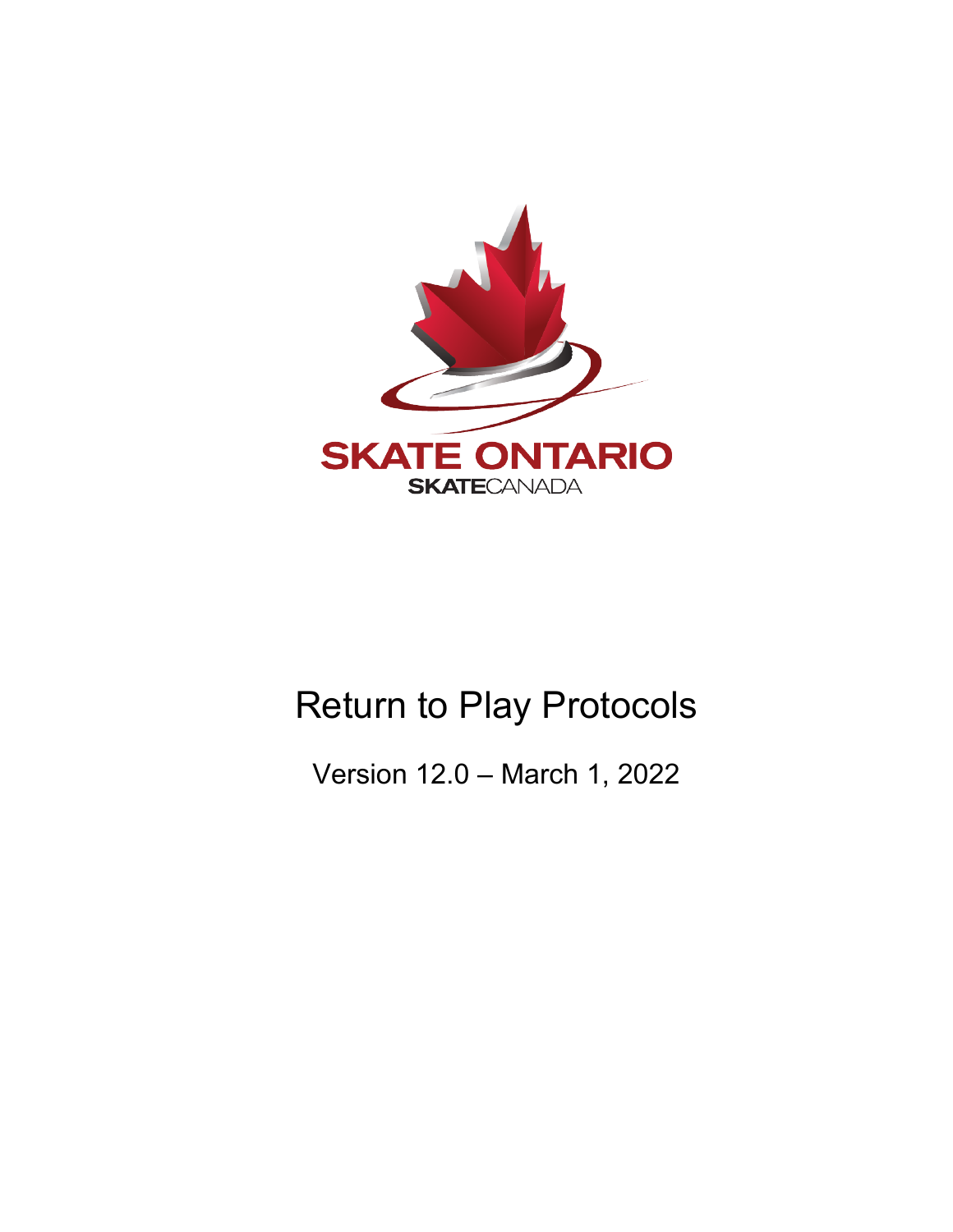SKATE ONTARIO

SKATECANADA

# Return to Play Protocols

Version 12.0 – March 1, 2022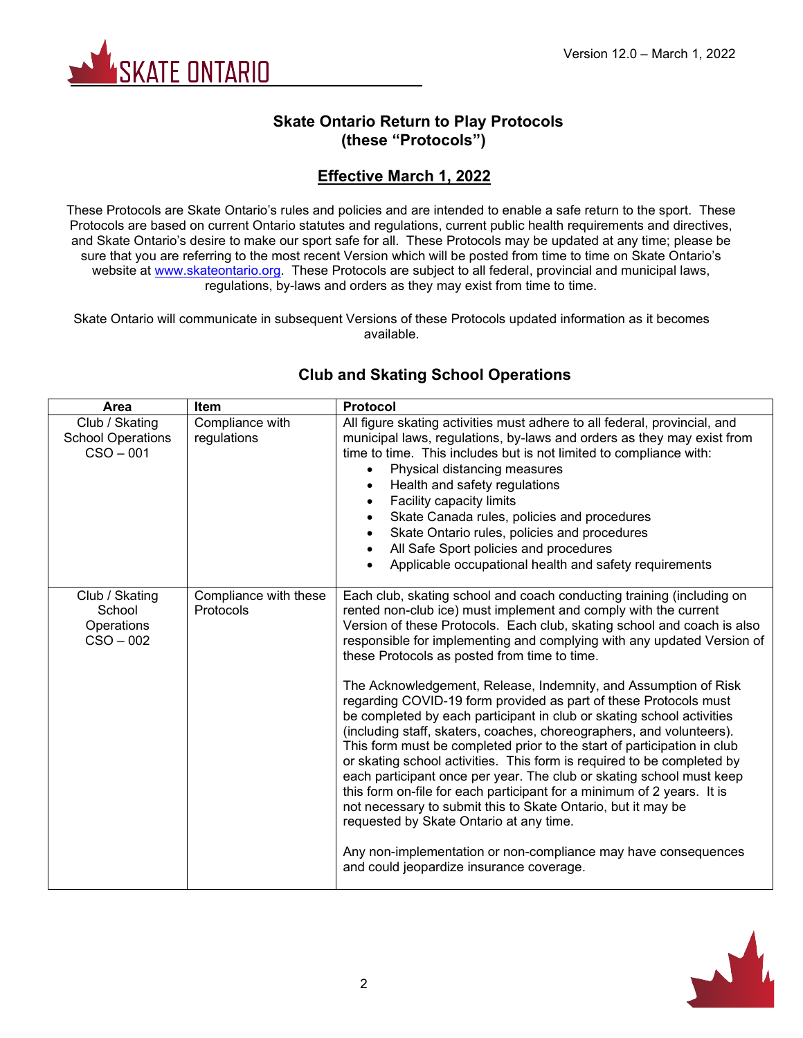Version 12.0 – March 1, 2022

# Skate Ontario Return to Play Protocols (these "Protocols")

## Effective March 1, 2022

These Protocols are Skate Ontario's rules and policies and are intended to enable a safe return to the sport. These Protocols are based on current Ontario statutes and regulations, current public health requirements and directives, and Skate Ontario's desire to make our sport safe for all. These Protocols may be updated at any time; please be sure that you are referring to the most recent Version which will be posted from time to time on Skate Ontario's website at www.skateontario.org. These Protocols are subject to all federal, provincial and municipal laws, regulations, by-laws and orders as they may exist from time to time.

Skate Ontario will communicate in subsequent Versions of these Protocols updated information as it becomes available.

## Club and Skating School Operations

| Area | Item | Protocol |
|---|---|---|
| Club / Skating School Operations CSO – 001 | Compliance with regulations | All figure skating activities must adhere to all federal, provincial, and municipal laws, regulations, by-laws and orders as they may exist from time to time. This includes but is not limited to compliance with:<br>• Physical distancing measures<br>• Health and safety regulations<br>• Facility capacity limits<br>• Skate Canada rules, policies and procedures<br>• Skate Ontario rules, policies and procedures<br>• All Safe Sport policies and procedures<br>• Applicable occupational health and safety requirements |
| Club / Skating School Operations CSO – 002 | Compliance with these Protocols | Each club, skating school and coach conducting training (including on rented non-club ice) must implement and comply with the current Version of these Protocols. Each club, skating school and coach is also responsible for implementing and complying with any updated Version of these Protocols as posted from time to time.<br><br>The Acknowledgement, Release, Indemnity, and Assumption of Risk regarding COVID-19 form provided as part of these Protocols must be completed by each participant in club or skating school activities (including staff, skaters, coaches, choreographers, and volunteers). This form must be completed prior to the start of participation in club or skating school activities. This form is required to be completed by each participant once per year. The club or skating school must keep this form on-file for each participant for a minimum of 2 years. It is not necessary to submit this to Skate Ontario, but it may be requested by Skate Ontario at any time.<br><br>Any non-implementation or non-compliance may have consequences and could jeopardize insurance coverage. |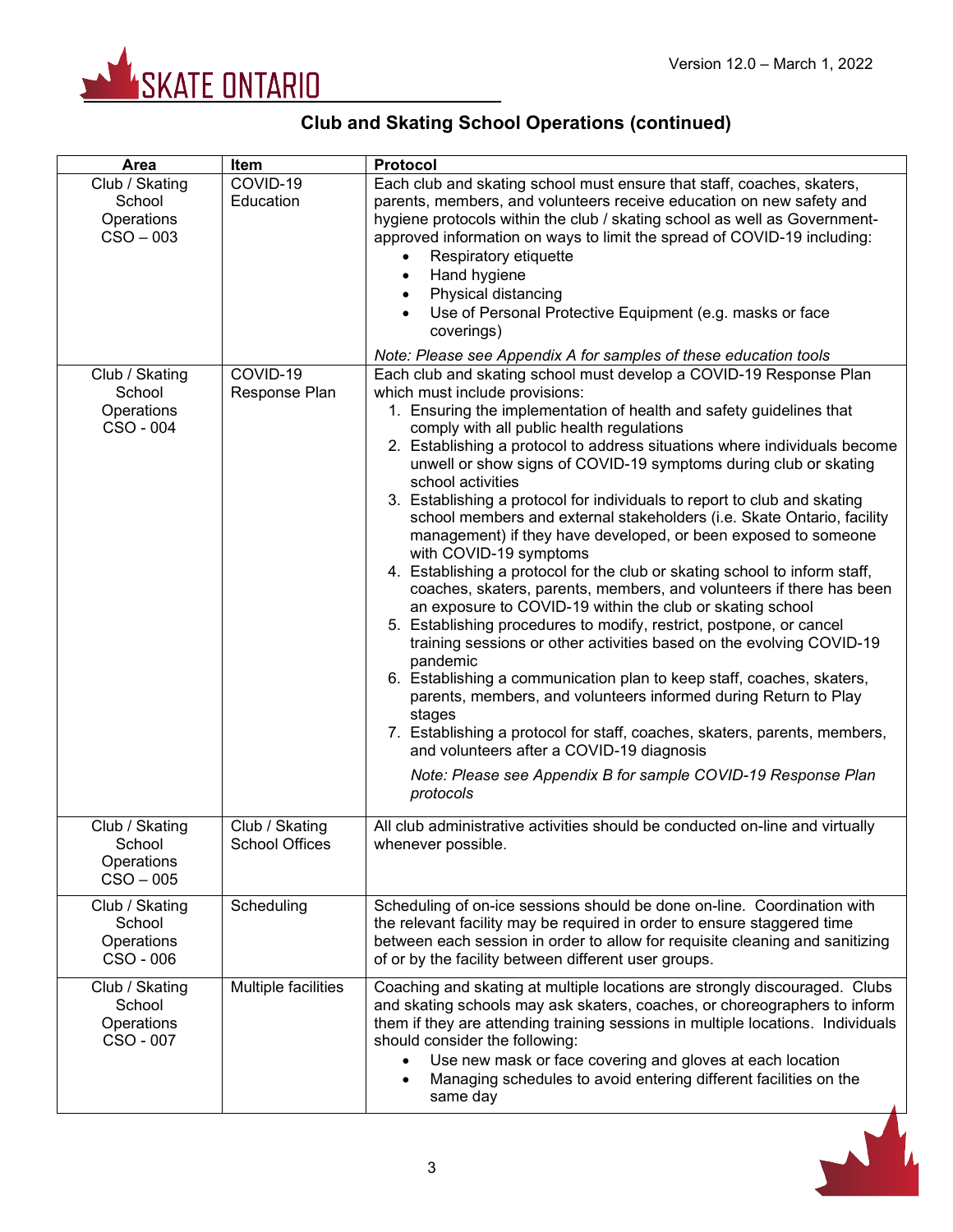## Club and Skating School Operations (continued)

| Area | Item | Protocol |
|---|---|---|
| Club / Skating School Operations CSO – 003 | COVID-19 Education | Each club and skating school must ensure that staff, coaches, skaters, parents, members, and volunteers receive education on new safety and hygiene protocols within the club / skating school as well as Government-approved information on ways to limit the spread of COVID-19 including:<br>• Respiratory etiquette<br>• Hand hygiene<br>• Physical distancing<br>• Use of Personal Protective Equipment (e.g. masks or face coverings)<br>*Note: Please see Appendix A for samples of these education tools* |
| Club / Skating School Operations CSO - 004 | COVID-19 Response Plan | Each club and skating school must develop a COVID-19 Response Plan which must include provisions:<br>1. Ensuring the implementation of health and safety guidelines that comply with all public health regulations<br>2. Establishing a protocol to address situations where individuals become unwell or show signs of COVID-19 symptoms during club or skating school activities<br>3. Establishing a protocol for individuals to report to club and skating school members and external stakeholders (i.e. Skate Ontario, facility management) if they have developed, or been exposed to someone with COVID-19 symptoms<br>4. Establishing a protocol for the club or skating school to inform staff, coaches, skaters, parents, members, and volunteers if there has been an exposure to COVID-19 within the club or skating school<br>5. Establishing procedures to modify, restrict, postpone, or cancel training sessions or other activities based on the evolving COVID-19 pandemic<br>6. Establishing a communication plan to keep staff, coaches, skaters, parents, members, and volunteers informed during Return to Play stages<br>7. Establishing a protocol for staff, coaches, skaters, parents, members, and volunteers after a COVID-19 diagnosis<br>*Note: Please see Appendix B for sample COVID-19 Response Plan protocols* |
| Club / Skating School Operations CSO – 005 | Club / Skating School Offices | All club administrative activities should be conducted on-line and virtually whenever possible. |
| Club / Skating School Operations CSO - 006 | Scheduling | Scheduling of on-ice sessions should be done on-line. Coordination with the relevant facility may be required in order to ensure staggered time between each session in order to allow for requisite cleaning and sanitizing of or by the facility between different user groups. |
| Club / Skating School Operations CSO - 007 | Multiple facilities | Coaching and skating at multiple locations are strongly discouraged. Clubs and skating schools may ask skaters, coaches, or choreographers to inform them if they are attending training sessions in multiple locations. Individuals should consider the following:<br>• Use new mask or face covering and gloves at each location<br>• Managing schedules to avoid entering different facilities on the same day |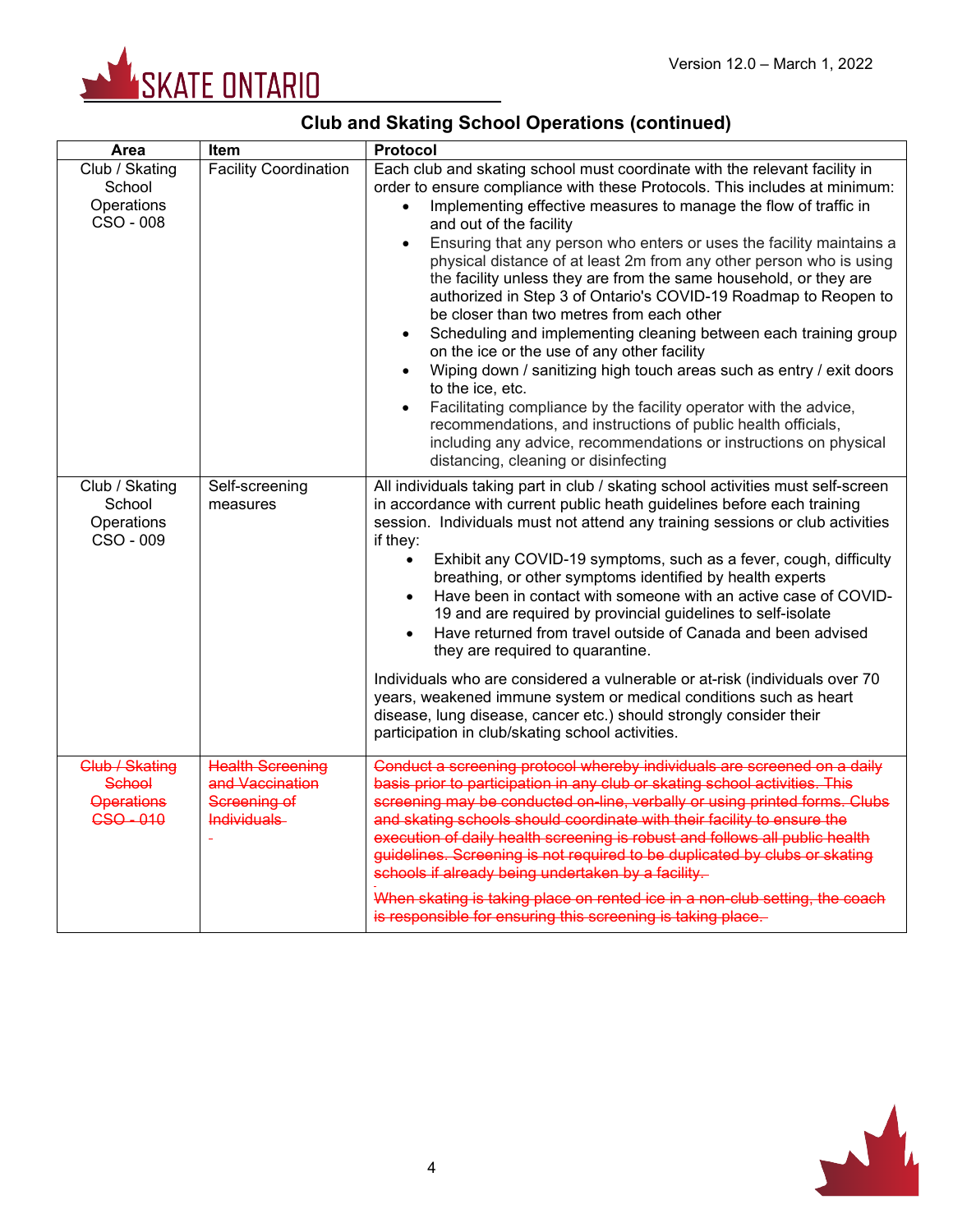## Club and Skating School Operations (continued)

| Area | Item | Protocol |
| --- | --- | --- |
| Club / Skating School Operations CSO - 008 | Facility Coordination | Each club and skating school must coordinate with the relevant facility in order to ensure compliance with these Protocols. This includes at minimum:<br>• Implementing effective measures to manage the flow of traffic in and out of the facility<br>• Ensuring that any person who enters or uses the facility maintains a physical distance of at least 2m from any other person who is using the facility unless they are from the same household, or they are authorized in Step 3 of Ontario's COVID-19 Roadmap to Reopen to be closer than two metres from each other<br>• Scheduling and implementing cleaning between each training group on the ice or the use of any other facility<br>• Wiping down / sanitizing high touch areas such as entry / exit doors to the ice, etc.<br>• Facilitating compliance by the facility operator with the advice, recommendations, and instructions of public health officials, including any advice, recommendations or instructions on physical distancing, cleaning or disinfecting |
| Club / Skating School Operations CSO - 009 | Self-screening measures | All individuals taking part in club / skating school activities must self-screen in accordance with current public heath guidelines before each training session. Individuals must not attend any training sessions or club activities if they:<br>• Exhibit any COVID-19 symptoms, such as a fever, cough, difficulty breathing, or other symptoms identified by health experts<br>• Have been in contact with someone with an active case of COVID-19 and are required by provincial guidelines to self-isolate<br>• Have returned from travel outside of Canada and been advised they are required to quarantine.<br><br>Individuals who are considered a vulnerable or at-risk (individuals over 70 years, weakened immune system or medical conditions such as heart disease, lung disease, cancer etc.) should strongly consider their participation in club/skating school activities. |
| ~~Club / Skating School Operations CSO - 010~~ | ~~Health Screening and Vaccination Screening of Individuals~~ | ~~Conduct a screening protocol whereby individuals are screened on a daily basis prior to participation in any club or skating school activities. This screening may be conducted on-line, verbally or using printed forms. Clubs and skating schools should coordinate with their facility to ensure the execution of daily health screening is robust and follows all public health guidelines. Screening is not required to be duplicated by clubs or skating schools if already being undertaken by a facility.~~<br><br>~~When skating is taking place on rented ice in a non-club setting, the coach is responsible for ensuring this screening is taking place.~~ |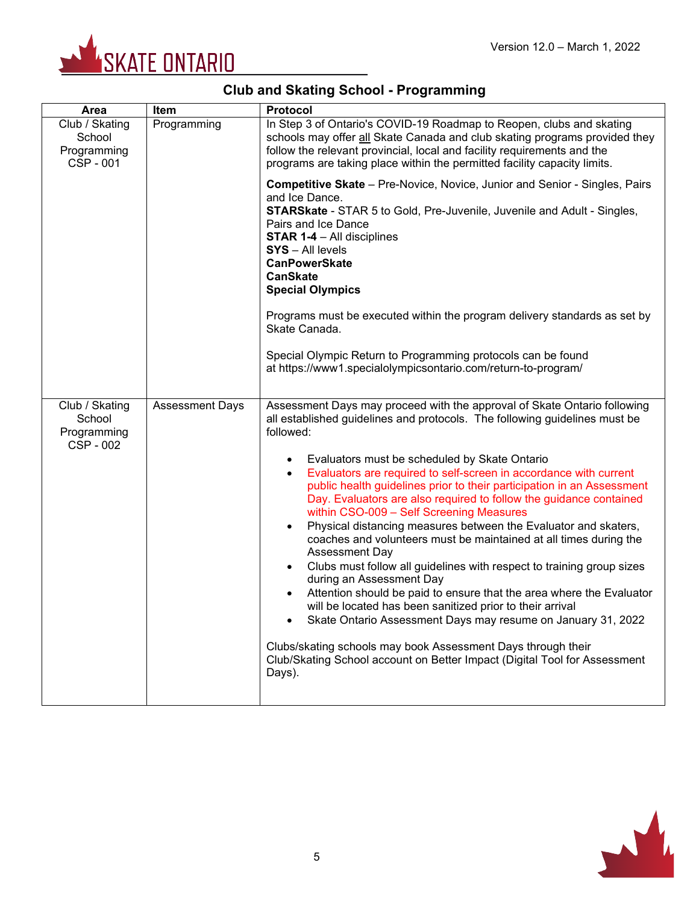## Club and Skating School - Programming

| Area | Item | Protocol |
| --- | --- | --- |
| Club / Skating School Programming CSP - 001 | Programming | In Step 3 of Ontario's COVID-19 Roadmap to Reopen, clubs and skating schools may offer all Skate Canada and club skating programs provided they follow the relevant provincial, local and facility requirements and the programs are taking place within the permitted facility capacity limits.<br><br>**Competitive Skate** – Pre-Novice, Novice, Junior and Senior - Singles, Pairs and Ice Dance.<br>**STARSkate** - STAR 5 to Gold, Pre-Juvenile, Juvenile and Adult - Singles, Pairs and Ice Dance<br>**STAR 1-4** – All disciplines<br>**SYS** – All levels<br>**CanPowerSkate**<br>**CanSkate**<br>**Special Olympics**<br><br>Programs must be executed within the program delivery standards as set by Skate Canada.<br><br>Special Olympic Return to Programming protocols can be found at https://www1.specialolympicsontario.com/return-to-program/ |
| Club / Skating School Programming CSP - 002 | Assessment Days | Assessment Days may proceed with the approval of Skate Ontario following all established guidelines and protocols. The following guidelines must be followed:<br><br>• Evaluators must be scheduled by Skate Ontario<br>• Evaluators are required to self-screen in accordance with current public health guidelines prior to their participation in an Assessment Day. Evaluators are also required to follow the guidance contained within CSO-009 – Self Screening Measures<br>• Physical distancing measures between the Evaluator and skaters, coaches and volunteers must be maintained at all times during the Assessment Day<br>• Clubs must follow all guidelines with respect to training group sizes during an Assessment Day<br>• Attention should be paid to ensure that the area where the Evaluator will be located has been sanitized prior to their arrival<br>• Skate Ontario Assessment Days may resume on January 31, 2022<br><br>Clubs/skating schools may book Assessment Days through their Club/Skating School account on Better Impact (Digital Tool for Assessment Days). |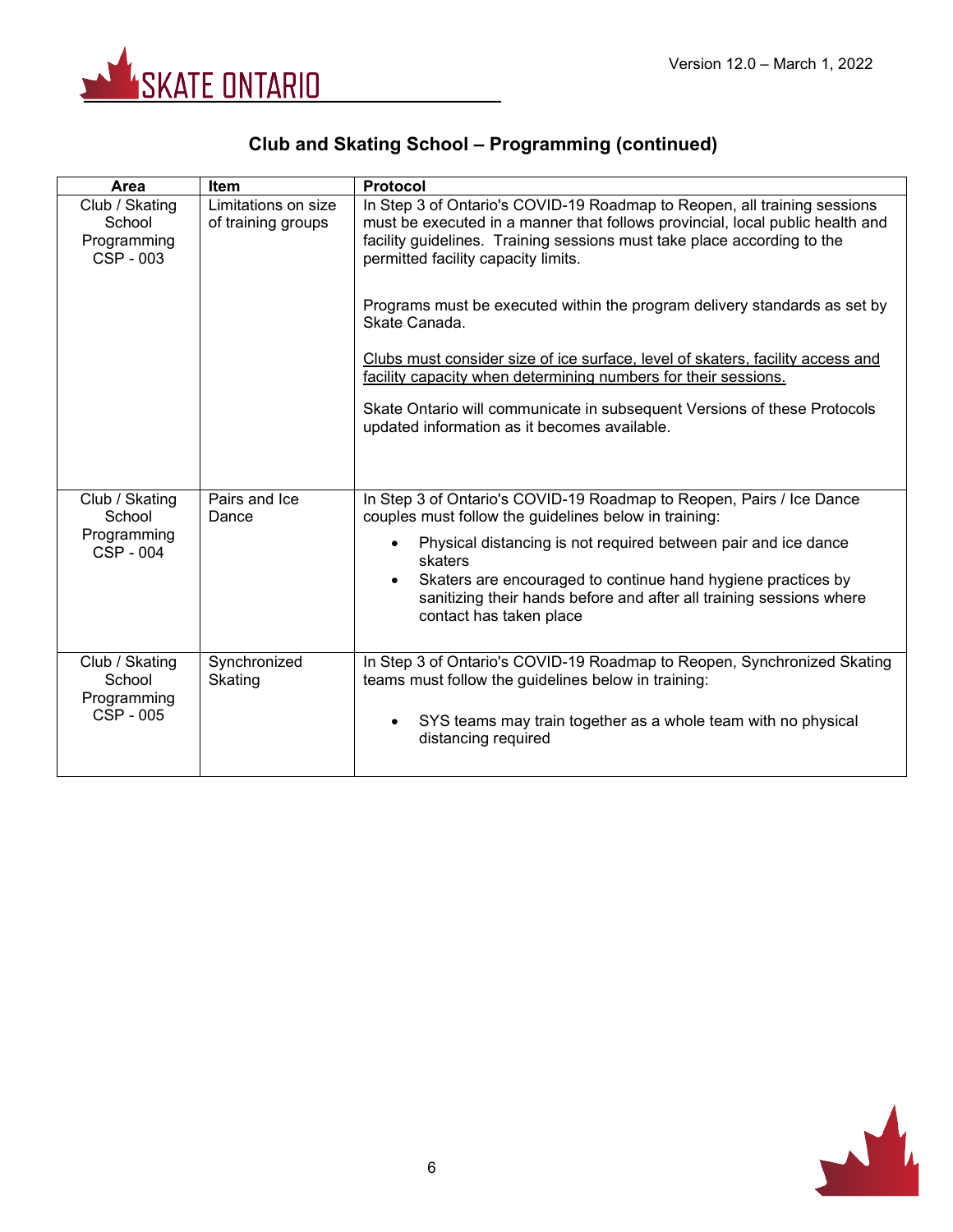## Club and Skating School – Programming (continued)

| Area | Item | Protocol |
|---|---|---|
| Club / Skating School Programming CSP - 003 | Limitations on size of training groups | In Step 3 of Ontario's COVID-19 Roadmap to Reopen, all training sessions must be executed in a manner that follows provincial, local public health and facility guidelines. Training sessions must take place according to the permitted facility capacity limits.<br><br>Programs must be executed within the program delivery standards as set by Skate Canada.<br><br><u>Clubs must consider size of ice surface, level of skaters, facility access and facility capacity when determining numbers for their sessions.</u><br><br>Skate Ontario will communicate in subsequent Versions of these Protocols updated information as it becomes available. |
| Club / Skating School Programming CSP - 004 | Pairs and Ice Dance | In Step 3 of Ontario's COVID-19 Roadmap to Reopen, Pairs / Ice Dance couples must follow the guidelines below in training:<br>• Physical distancing is not required between pair and ice dance skaters<br>• Skaters are encouraged to continue hand hygiene practices by sanitizing their hands before and after all training sessions where contact has taken place |
| Club / Skating School Programming CSP - 005 | Synchronized Skating | In Step 3 of Ontario's COVID-19 Roadmap to Reopen, Synchronized Skating teams must follow the guidelines below in training:<br>• SYS teams may train together as a whole team with no physical distancing required |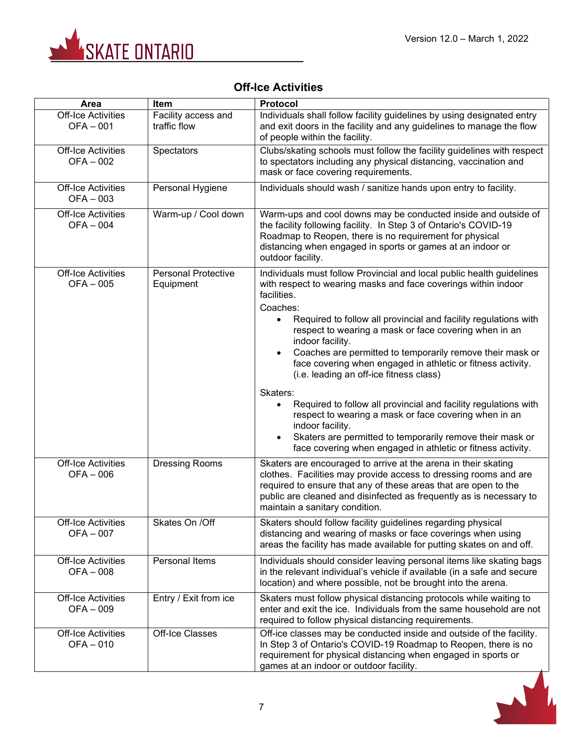## Off-Ice Activities

| Area | Item | Protocol |
|---|---|---|
| Off-Ice Activities OFA – 001 | Facility access and traffic flow | Individuals shall follow facility guidelines by using designated entry and exit doors in the facility and any guidelines to manage the flow of people within the facility. |
| Off-Ice Activities OFA – 002 | Spectators | Clubs/skating schools must follow the facility guidelines with respect to spectators including any physical distancing, vaccination and mask or face covering requirements. |
| Off-Ice Activities OFA – 003 | Personal Hygiene | Individuals should wash / sanitize hands upon entry to facility. |
| Off-Ice Activities OFA – 004 | Warm-up / Cool down | Warm-ups and cool downs may be conducted inside and outside of the facility following facility. In Step 3 of Ontario's COVID-19 Roadmap to Reopen, there is no requirement for physical distancing when engaged in sports or games at an indoor or outdoor facility. |
| Off-Ice Activities OFA – 005 | Personal Protective Equipment | Individuals must follow Provincial and local public health guidelines with respect to wearing masks and face coverings within indoor facilities.<br>Coaches:<br>• Required to follow all provincial and facility regulations with respect to wearing a mask or face covering when in an indoor facility.<br>• Coaches are permitted to temporarily remove their mask or face covering when engaged in athletic or fitness activity. (i.e. leading an off-ice fitness class)<br>Skaters:<br>• Required to follow all provincial and facility regulations with respect to wearing a mask or face covering when in an indoor facility.<br>• Skaters are permitted to temporarily remove their mask or face covering when engaged in athletic or fitness activity. |
| Off-Ice Activities OFA – 006 | Dressing Rooms | Skaters are encouraged to arrive at the arena in their skating clothes. Facilities may provide access to dressing rooms and are required to ensure that any of these areas that are open to the public are cleaned and disinfected as frequently as is necessary to maintain a sanitary condition. |
| Off-Ice Activities OFA – 007 | Skates On /Off | Skaters should follow facility guidelines regarding physical distancing and wearing of masks or face coverings when using areas the facility has made available for putting skates on and off. |
| Off-Ice Activities OFA – 008 | Personal Items | Individuals should consider leaving personal items like skating bags in the relevant individual's vehicle if available (in a safe and secure location) and where possible, not be brought into the arena. |
| Off-Ice Activities OFA – 009 | Entry / Exit from ice | Skaters must follow physical distancing protocols while waiting to enter and exit the ice. Individuals from the same household are not required to follow physical distancing requirements. |
| Off-Ice Activities OFA – 010 | Off-Ice Classes | Off-ice classes may be conducted inside and outside of the facility. In Step 3 of Ontario's COVID-19 Roadmap to Reopen, there is no requirement for physical distancing when engaged in sports or games at an indoor or outdoor facility. |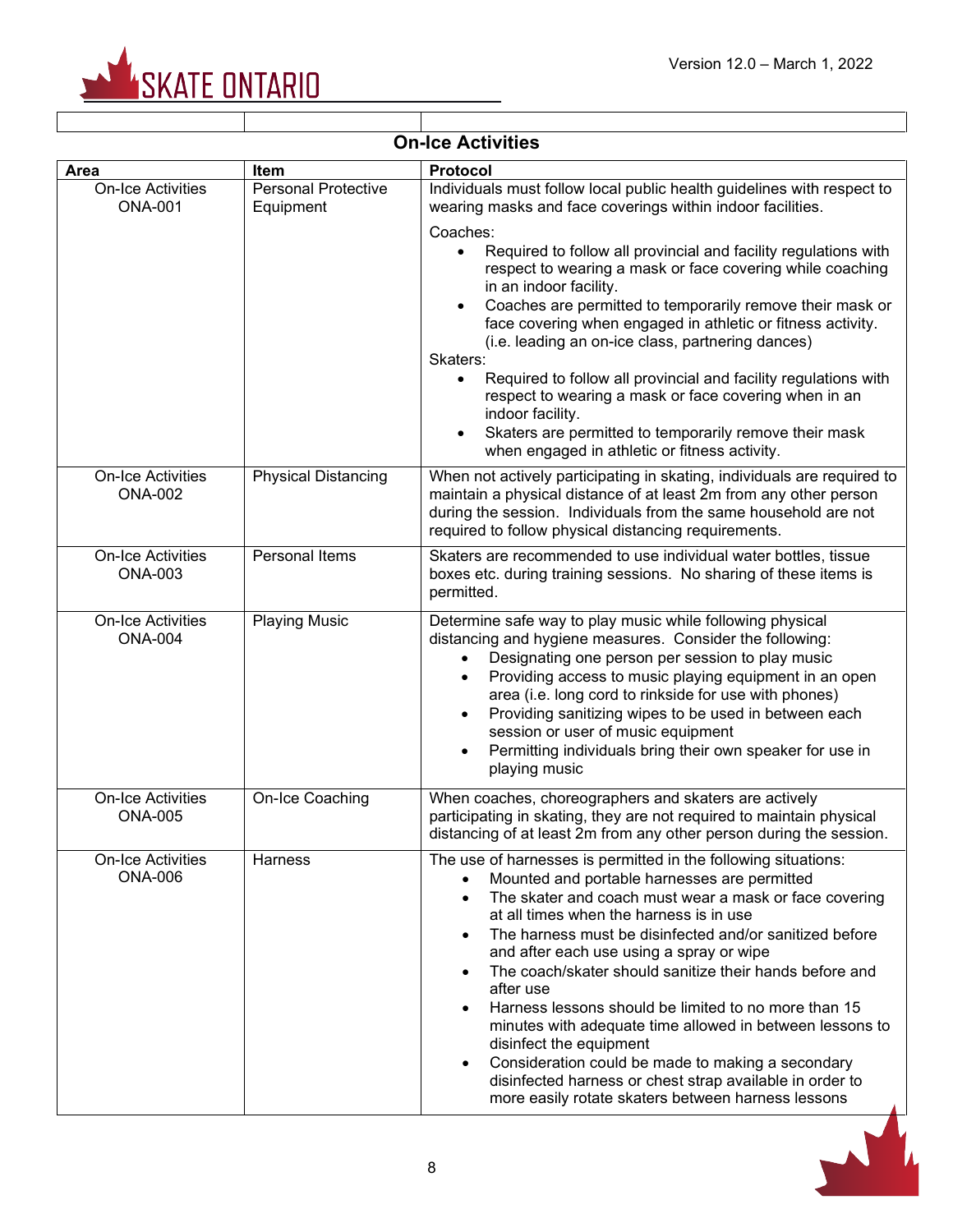## On-Ice Activities

| Area | Item | Protocol |
|---|---|---|
| On-Ice Activities ONA-001 | Personal Protective Equipment | Individuals must follow local public health guidelines with respect to wearing masks and face coverings within indoor facilities.<br><br>Coaches:<br>• Required to follow all provincial and facility regulations with respect to wearing a mask or face covering while coaching in an indoor facility.<br>• Coaches are permitted to temporarily remove their mask or face covering when engaged in athletic or fitness activity. (i.e. leading an on-ice class, partnering dances)<br><br>Skaters:<br>• Required to follow all provincial and facility regulations with respect to wearing a mask or face covering when in an indoor facility.<br>• Skaters are permitted to temporarily remove their mask when engaged in athletic or fitness activity. |
| On-Ice Activities ONA-002 | Physical Distancing | When not actively participating in skating, individuals are required to maintain a physical distance of at least 2m from any other person during the session. Individuals from the same household are not required to follow physical distancing requirements. |
| On-Ice Activities ONA-003 | Personal Items | Skaters are recommended to use individual water bottles, tissue boxes etc. during training sessions. No sharing of these items is permitted. |
| On-Ice Activities ONA-004 | Playing Music | Determine safe way to play music while following physical distancing and hygiene measures. Consider the following:<br>• Designating one person per session to play music<br>• Providing access to music playing equipment in an open area (i.e. long cord to rinkside for use with phones)<br>• Providing sanitizing wipes to be used in between each session or user of music equipment<br>• Permitting individuals bring their own speaker for use in playing music |
| On-Ice Activities ONA-005 | On-Ice Coaching | When coaches, choreographers and skaters are actively participating in skating, they are not required to maintain physical distancing of at least 2m from any other person during the session. |
| On-Ice Activities ONA-006 | Harness | The use of harnesses is permitted in the following situations:<br>• Mounted and portable harnesses are permitted<br>• The skater and coach must wear a mask or face covering at all times when the harness is in use<br>• The harness must be disinfected and/or sanitized before and after each use using a spray or wipe<br>• The coach/skater should sanitize their hands before and after use<br>• Harness lessons should be limited to no more than 15 minutes with adequate time allowed in between lessons to disinfect the equipment<br>• Consideration could be made to making a secondary disinfected harness or chest strap available in order to more easily rotate skaters between harness lessons |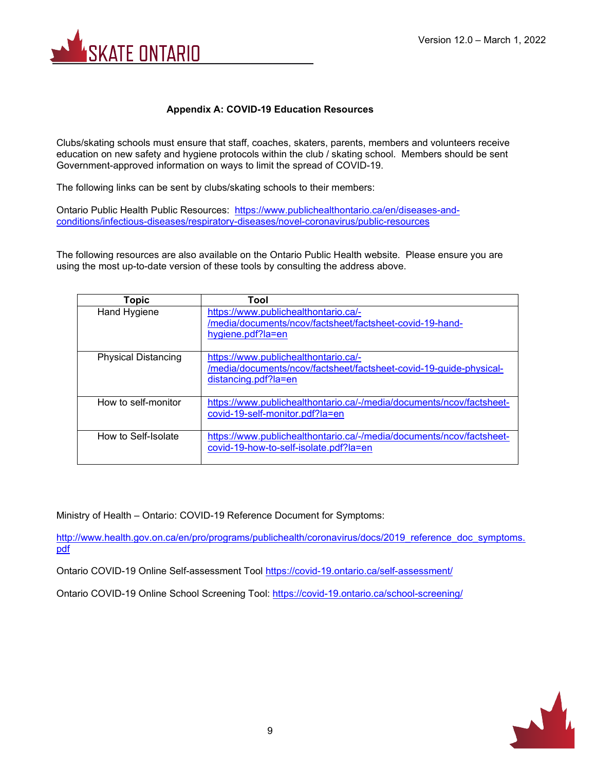## Appendix A: COVID-19 Education Resources

Clubs/skating schools must ensure that staff, coaches, skaters, parents, members and volunteers receive education on new safety and hygiene protocols within the club / skating school. Members should be sent Government-approved information on ways to limit the spread of COVID-19.

The following links can be sent by clubs/skating schools to their members:

Ontario Public Health Public Resources: https://www.publichealthontario.ca/en/diseases-and-conditions/infectious-diseases/respiratory-diseases/novel-coronavirus/public-resources

The following resources are also available on the Ontario Public Health website. Please ensure you are using the most up-to-date version of these tools by consulting the address above.

| Topic | Tool |
|---|---|
| Hand Hygiene | https://www.publichealthontario.ca/-/media/documents/ncov/factsheet/factsheet-covid-19-hand-hygiene.pdf?la=en |
| Physical Distancing | https://www.publichealthontario.ca/-/media/documents/ncov/factsheet/factsheet-covid-19-guide-physical-distancing.pdf?la=en |
| How to self-monitor | https://www.publichealthontario.ca/-/media/documents/ncov/factsheet-covid-19-self-monitor.pdf?la=en |
| How to Self-Isolate | https://www.publichealthontario.ca/-/media/documents/ncov/factsheet-covid-19-how-to-self-isolate.pdf?la=en |

Ministry of Health – Ontario: COVID-19 Reference Document for Symptoms:

http://www.health.gov.on.ca/en/pro/programs/publichealth/coronavirus/docs/2019_reference_doc_symptoms.pdf

Ontario COVID-19 Online Self-assessment Tool https://covid-19.ontario.ca/self-assessment/

Ontario COVID-19 Online School Screening Tool: https://covid-19.ontario.ca/school-screening/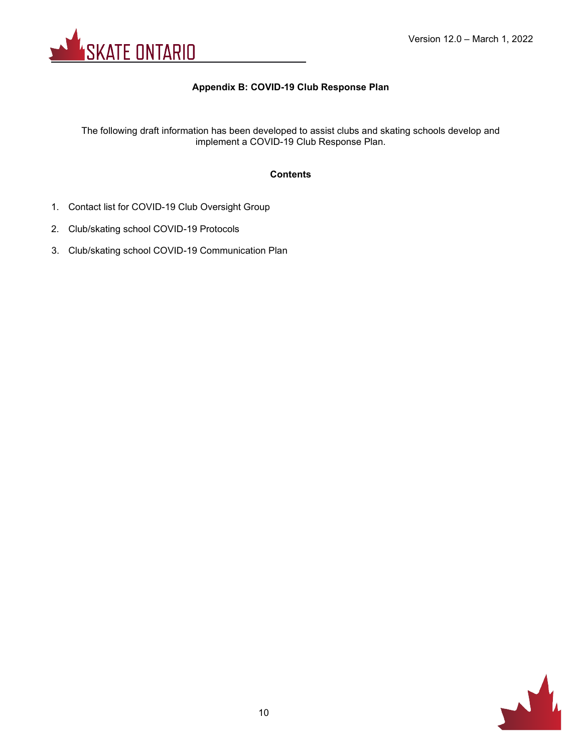## Appendix B: COVID-19 Club Response Plan

The following draft information has been developed to assist clubs and skating schools develop and implement a COVID-19 Club Response Plan.

### Contents

1. Contact list for COVID-19 Club Oversight Group
2. Club/skating school COVID-19 Protocols
3. Club/skating school COVID-19 Communication Plan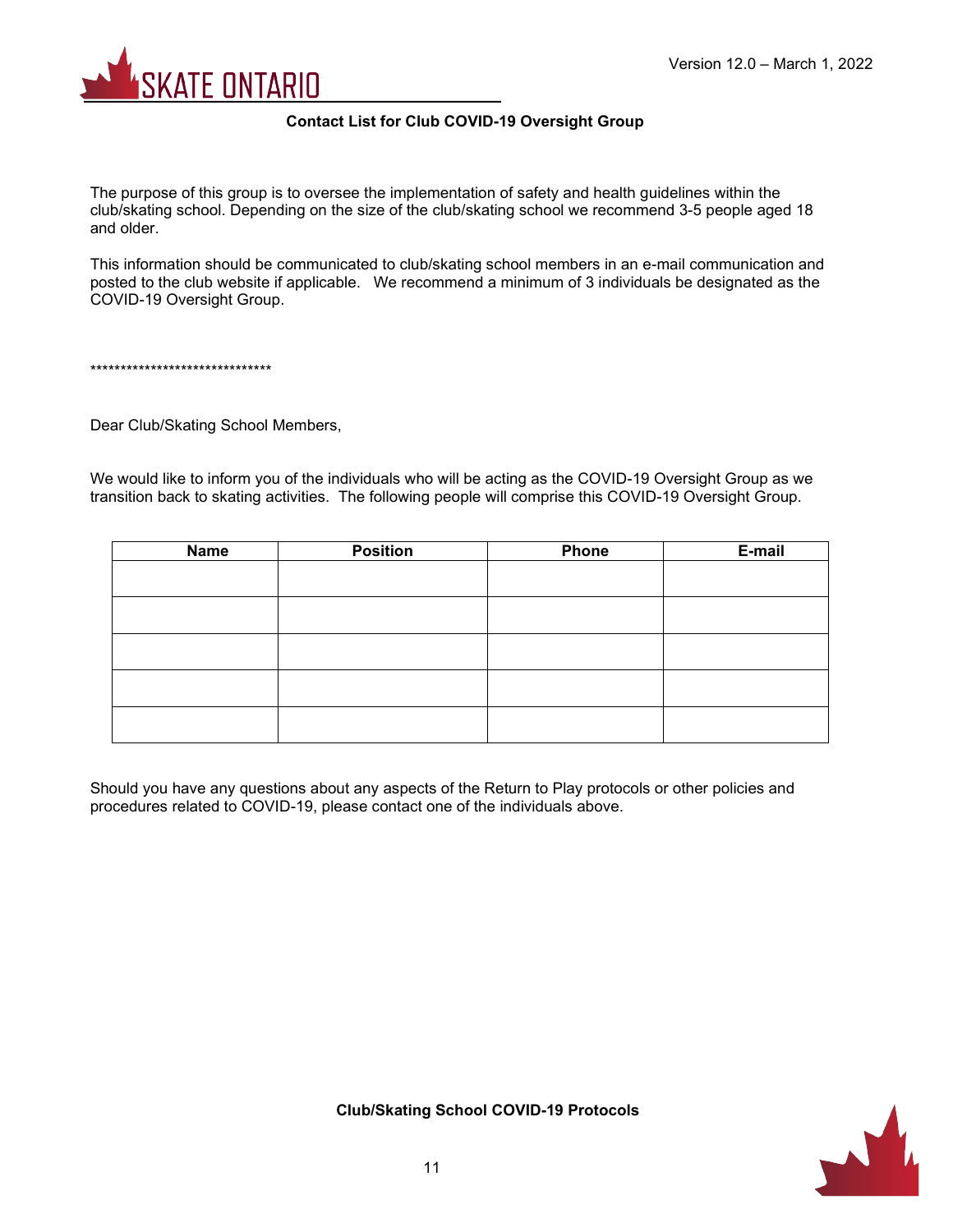## Contact List for Club COVID-19 Oversight Group

The purpose of this group is to oversee the implementation of safety and health guidelines within the club/skating school. Depending on the size of the club/skating school we recommend 3-5 people aged 18 and older.

This information should be communicated to club/skating school members in an e-mail communication and posted to the club website if applicable. We recommend a minimum of 3 individuals be designated as the COVID-19 Oversight Group.

******************************

Dear Club/Skating School Members,

We would like to inform you of the individuals who will be acting as the COVID-19 Oversight Group as we transition back to skating activities. The following people will comprise this COVID-19 Oversight Group.

| Name | Position | Phone | E-mail |
|---|---|---|---|
| | | | |
| | | | |
| | | | |
| | | | |
| | | | |

Should you have any questions about any aspects of the Return to Play protocols or other policies and procedures related to COVID-19, please contact one of the individuals above.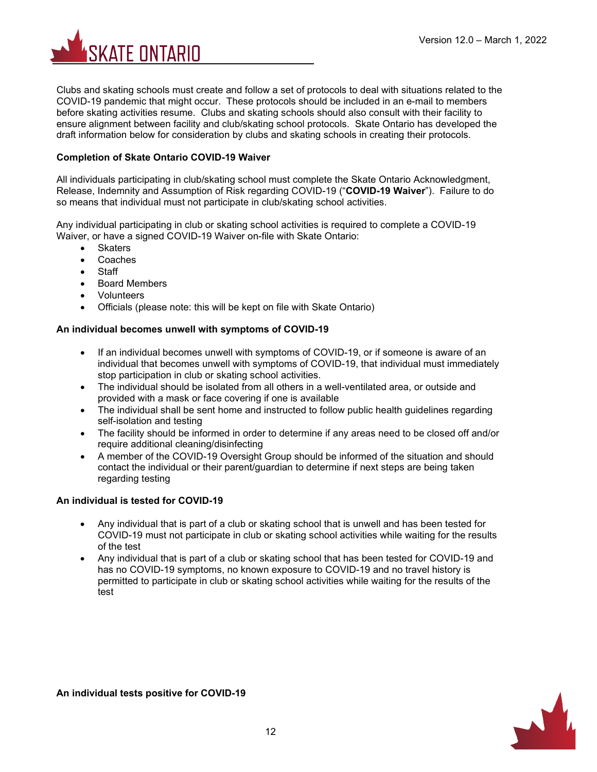Clubs and skating schools must create and follow a set of protocols to deal with situations related to the COVID-19 pandemic that might occur. These protocols should be included in an e-mail to members before skating activities resume. Clubs and skating schools should also consult with their facility to ensure alignment between facility and club/skating school protocols. Skate Ontario has developed the draft information below for consideration by clubs and skating schools in creating their protocols.

**Completion of Skate Ontario COVID-19 Waiver**

All individuals participating in club/skating school must complete the Skate Ontario Acknowledgment, Release, Indemnity and Assumption of Risk regarding COVID-19 ("**COVID-19 Waiver**"). Failure to do so means that individual must not participate in club/skating school activities.

Any individual participating in club or skating school activities is required to complete a COVID-19 Waiver, or have a signed COVID-19 Waiver on-file with Skate Ontario:

- Skaters
- Coaches
- Staff
- Board Members
- Volunteers
- Officials (please note: this will be kept on file with Skate Ontario)

**An individual becomes unwell with symptoms of COVID-19**

- If an individual becomes unwell with symptoms of COVID-19, or if someone is aware of an individual that becomes unwell with symptoms of COVID-19, that individual must immediately stop participation in club or skating school activities.
- The individual should be isolated from all others in a well-ventilated area, or outside and provided with a mask or face covering if one is available
- The individual shall be sent home and instructed to follow public health guidelines regarding self-isolation and testing
- The facility should be informed in order to determine if any areas need to be closed off and/or require additional cleaning/disinfecting
- A member of the COVID-19 Oversight Group should be informed of the situation and should contact the individual or their parent/guardian to determine if next steps are being taken regarding testing

**An individual is tested for COVID-19**

- Any individual that is part of a club or skating school that is unwell and has been tested for COVID-19 must not participate in club or skating school activities while waiting for the results of the test
- Any individual that is part of a club or skating school that has been tested for COVID-19 and has no COVID-19 symptoms, no known exposure to COVID-19 and no travel history is permitted to participate in club or skating school activities while waiting for the results of the test

**An individual tests positive for COVID-19**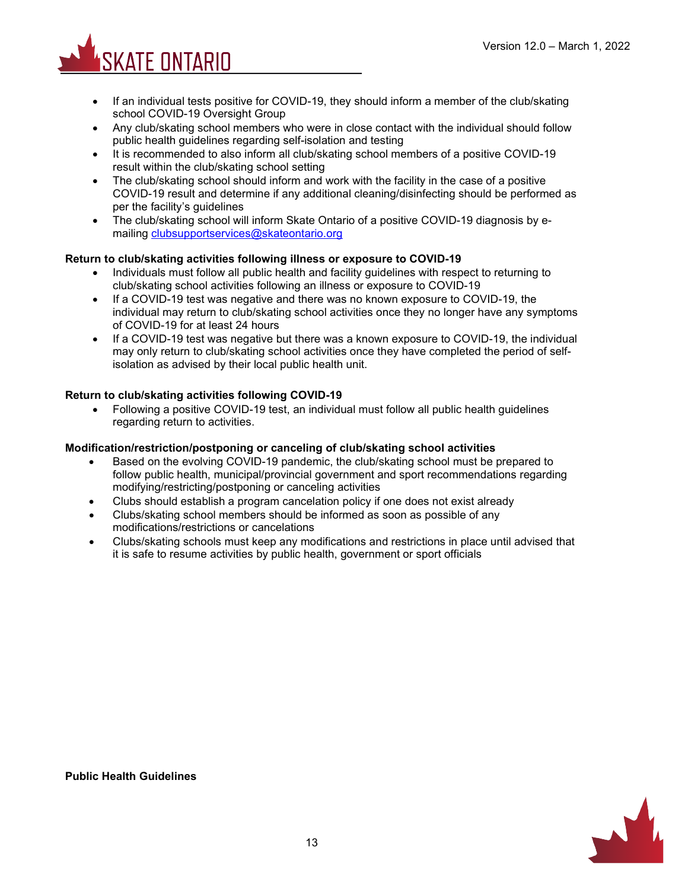- If an individual tests positive for COVID-19, they should inform a member of the club/skating school COVID-19 Oversight Group
- Any club/skating school members who were in close contact with the individual should follow public health guidelines regarding self-isolation and testing
- It is recommended to also inform all club/skating school members of a positive COVID-19 result within the club/skating school setting
- The club/skating school should inform and work with the facility in the case of a positive COVID-19 result and determine if any additional cleaning/disinfecting should be performed as per the facility's guidelines
- The club/skating school will inform Skate Ontario of a positive COVID-19 diagnosis by e-mailing clubsupportservices@skateontario.org

**Return to club/skating activities following illness or exposure to COVID-19**

- Individuals must follow all public health and facility guidelines with respect to returning to club/skating school activities following an illness or exposure to COVID-19
- If a COVID-19 test was negative and there was no known exposure to COVID-19, the individual may return to club/skating school activities once they no longer have any symptoms of COVID-19 for at least 24 hours
- If a COVID-19 test was negative but there was a known exposure to COVID-19, the individual may only return to club/skating school activities once they have completed the period of self-isolation as advised by their local public health unit.

**Return to club/skating activities following COVID-19**

- Following a positive COVID-19 test, an individual must follow all public health guidelines regarding return to activities.

**Modification/restriction/postponing or canceling of club/skating school activities**

- Based on the evolving COVID-19 pandemic, the club/skating school must be prepared to follow public health, municipal/provincial government and sport recommendations regarding modifying/restricting/postponing or canceling activities
- Clubs should establish a program cancelation policy if one does not exist already
- Clubs/skating school members should be informed as soon as possible of any modifications/restrictions or cancelations
- Clubs/skating schools must keep any modifications and restrictions in place until advised that it is safe to resume activities by public health, government or sport officials

**Public Health Guidelines**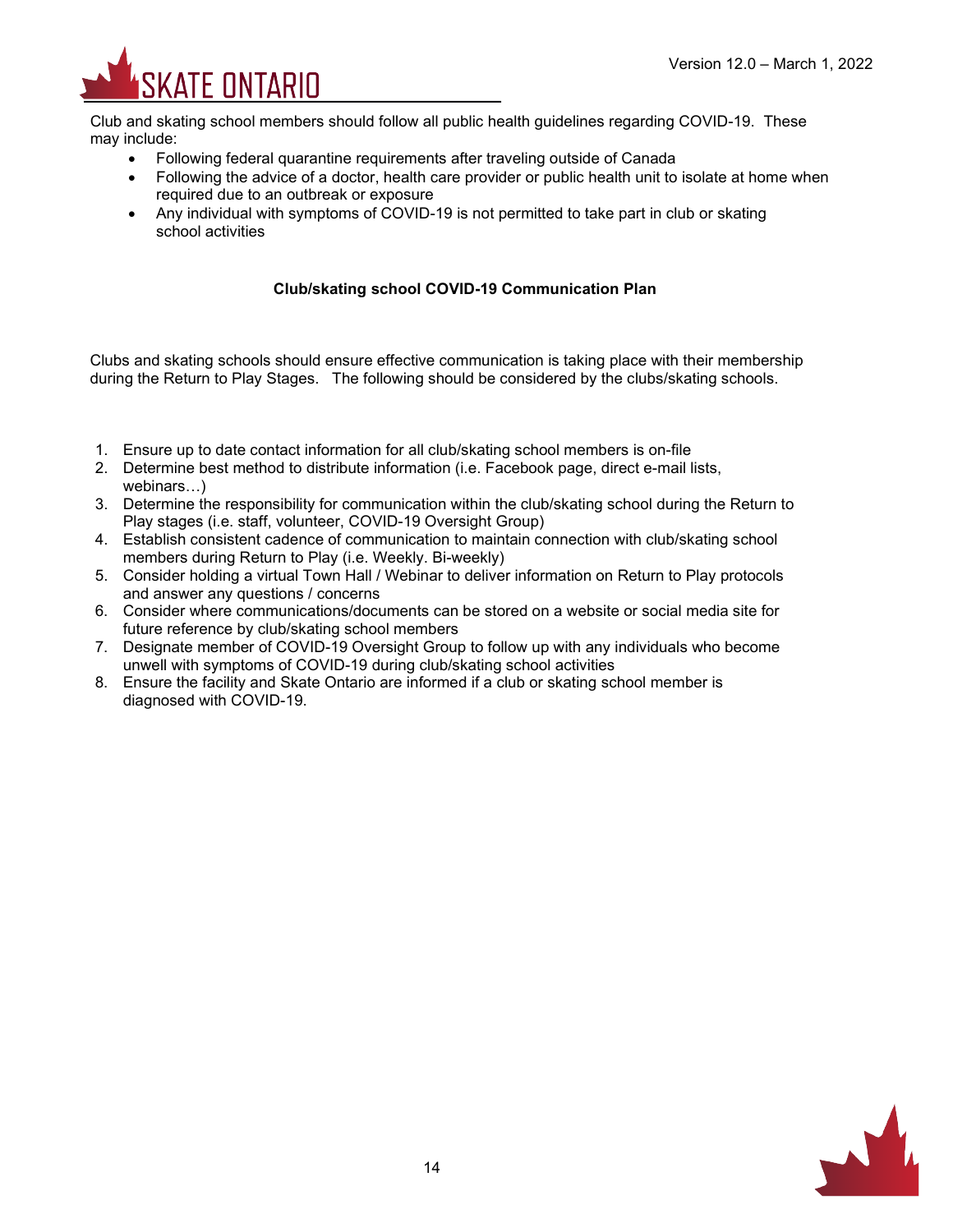Club and skating school members should follow all public health guidelines regarding COVID-19. These may include:

- Following federal quarantine requirements after traveling outside of Canada
- Following the advice of a doctor, health care provider or public health unit to isolate at home when required due to an outbreak or exposure
- Any individual with symptoms of COVID-19 is not permitted to take part in club or skating school activities

## Club/skating school COVID-19 Communication Plan

Clubs and skating schools should ensure effective communication is taking place with their membership during the Return to Play Stages. The following should be considered by the clubs/skating schools.

1. Ensure up to date contact information for all club/skating school members is on-file
2. Determine best method to distribute information (i.e. Facebook page, direct e-mail lists, webinars…)
3. Determine the responsibility for communication within the club/skating school during the Return to Play stages (i.e. staff, volunteer, COVID-19 Oversight Group)
4. Establish consistent cadence of communication to maintain connection with club/skating school members during Return to Play (i.e. Weekly. Bi-weekly)
5. Consider holding a virtual Town Hall / Webinar to deliver information on Return to Play protocols and answer any questions / concerns
6. Consider where communications/documents can be stored on a website or social media site for future reference by club/skating school members
7. Designate member of COVID-19 Oversight Group to follow up with any individuals who become unwell with symptoms of COVID-19 during club/skating school activities
8. Ensure the facility and Skate Ontario are informed if a club or skating school member is diagnosed with COVID-19.